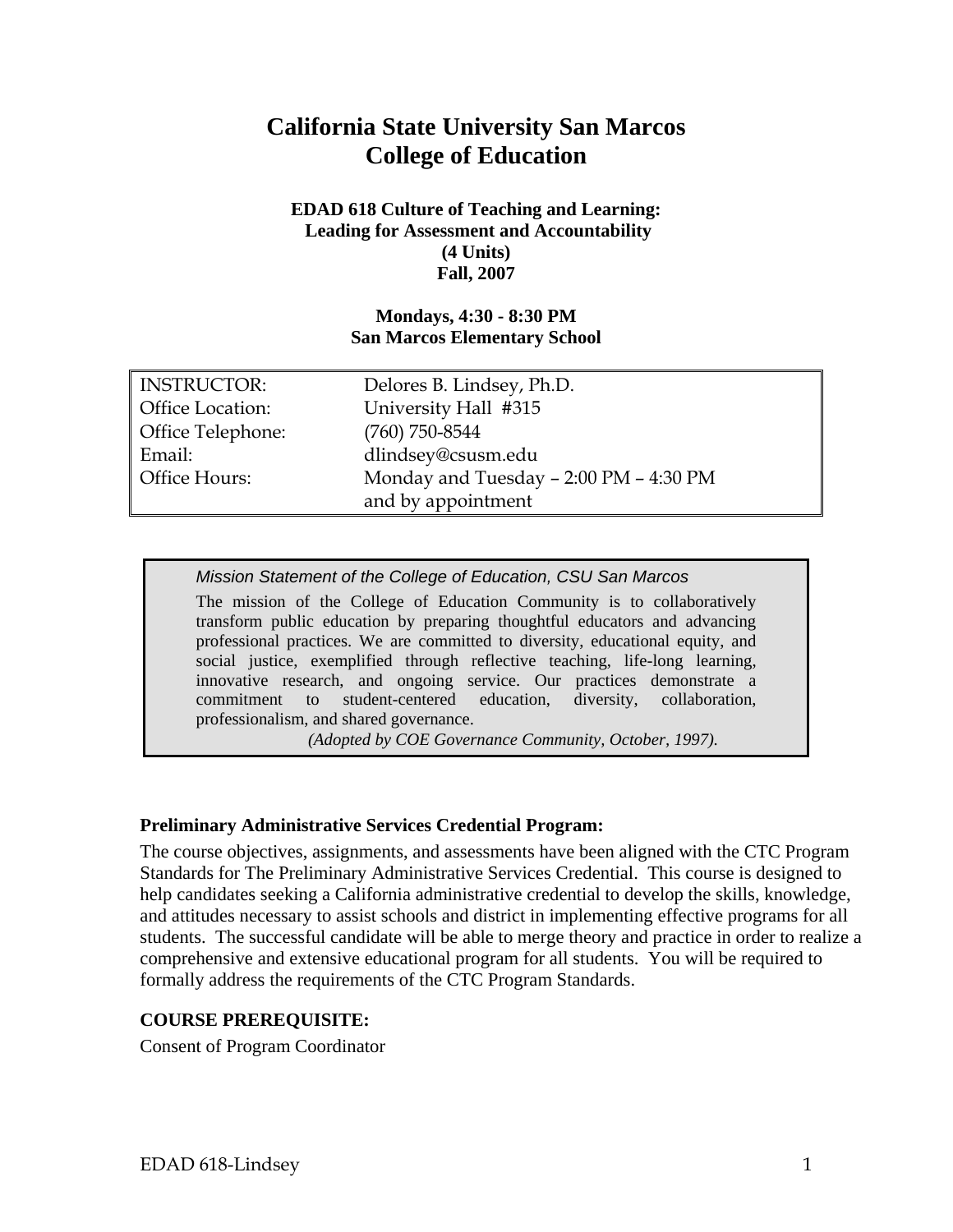# California State University San Marcos
# College of Education

**EDAD 618 Culture of Teaching and Learning:**
**Leading for Assessment and Accountability**
**(4 Units)**
**Fall, 2007**

**Mondays, 4:30 - 8:30 PM**
**San Marcos Elementary School**

| | |
|---|---|
| INSTRUCTOR: | Delores B. Lindsey, Ph.D. |
| Office Location: | University Hall #315 |
| Office Telephone: | (760) 750-8544 |
| Email: | dlindsey@csusm.edu |
| Office Hours: | Monday and Tuesday – 2:00 PM – 4:30 PM and by appointment |

*Mission Statement of the College of Education, CSU San Marcos*

The mission of the College of Education Community is to collaboratively transform public education by preparing thoughtful educators and advancing professional practices. We are committed to diversity, educational equity, and social justice, exemplified through reflective teaching, life-long learning, innovative research, and ongoing service. Our practices demonstrate a commitment to student-centered education, diversity, collaboration, professionalism, and shared governance.

*(Adopted by COE Governance Community, October, 1997).*

### Preliminary Administrative Services Credential Program:

The course objectives, assignments, and assessments have been aligned with the CTC Program Standards for The Preliminary Administrative Services Credential. This course is designed to help candidates seeking a California administrative credential to develop the skills, knowledge, and attitudes necessary to assist schools and district in implementing effective programs for all students. The successful candidate will be able to merge theory and practice in order to realize a comprehensive and extensive educational program for all students. You will be required to formally address the requirements of the CTC Program Standards.

### COURSE PREREQUISITE:

Consent of Program Coordinator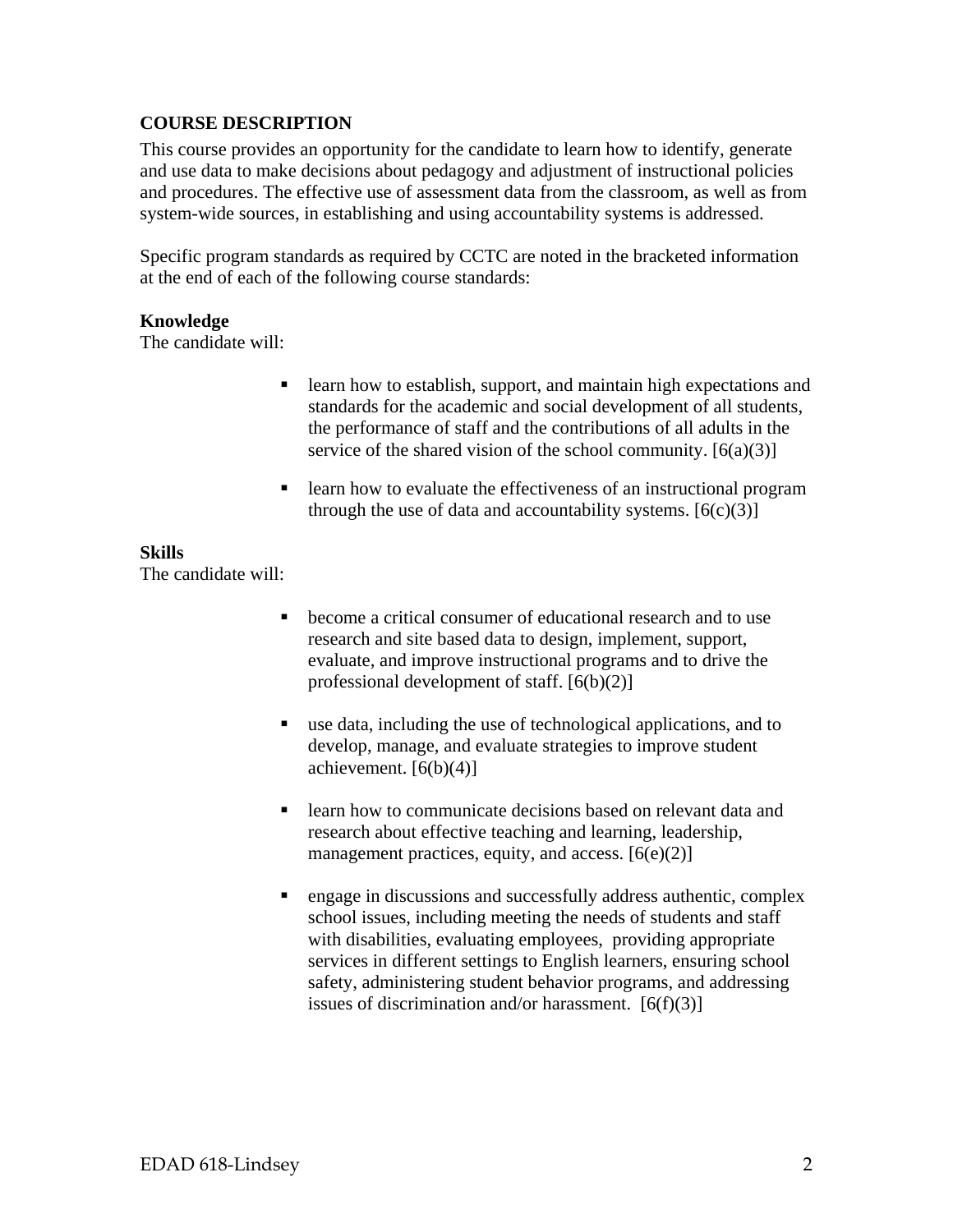**COURSE DESCRIPTION**

This course provides an opportunity for the candidate to learn how to identify, generate and use data to make decisions about pedagogy and adjustment of instructional policies and procedures. The effective use of assessment data from the classroom, as well as from system-wide sources, in establishing and using accountability systems is addressed.

Specific program standards as required by CCTC are noted in the bracketed information at the end of each of the following course standards:

**Knowledge**

The candidate will:

- learn how to establish, support, and maintain high expectations and standards for the academic and social development of all students, the performance of staff and the contributions of all adults in the service of the shared vision of the school community. [6(a)(3)]
- learn how to evaluate the effectiveness of an instructional program through the use of data and accountability systems. [6(c)(3)]

**Skills**

The candidate will:

- become a critical consumer of educational research and to use research and site based data to design, implement, support, evaluate, and improve instructional programs and to drive the professional development of staff. [6(b)(2)]
- use data, including the use of technological applications, and to develop, manage, and evaluate strategies to improve student achievement. [6(b)(4)]
- learn how to communicate decisions based on relevant data and research about effective teaching and learning, leadership, management practices, equity, and access. [6(e)(2)]
- engage in discussions and successfully address authentic, complex school issues, including meeting the needs of students and staff with disabilities, evaluating employees, providing appropriate services in different settings to English learners, ensuring school safety, administering student behavior programs, and addressing issues of discrimination and/or harassment. [6(f)(3)]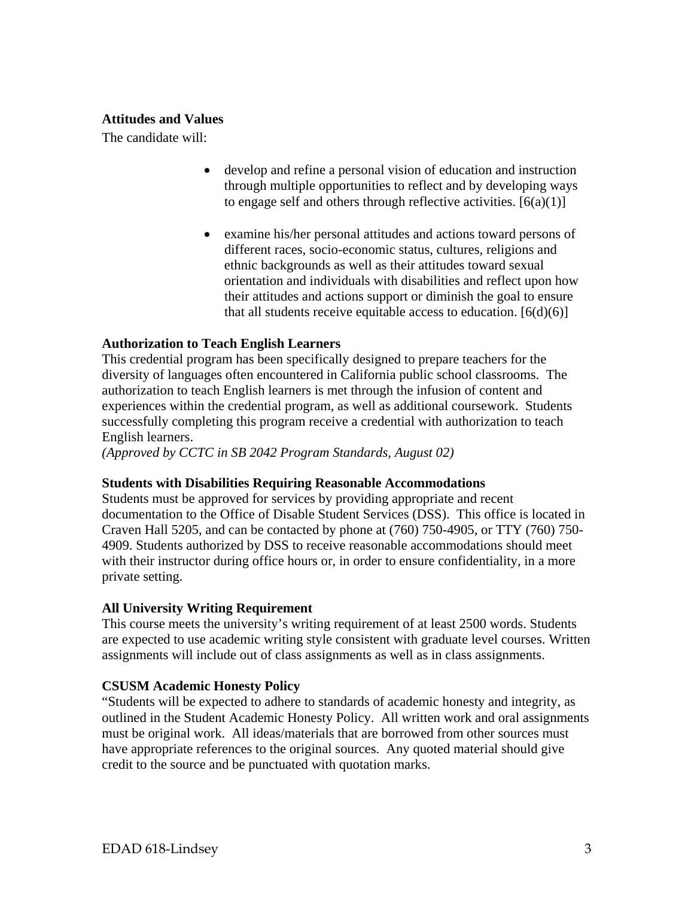**Attitudes and Values**

The candidate will:

- develop and refine a personal vision of education and instruction through multiple opportunities to reflect and by developing ways to engage self and others through reflective activities. [6(a)(1)]

- examine his/her personal attitudes and actions toward persons of different races, socio-economic status, cultures, religions and ethnic backgrounds as well as their attitudes toward sexual orientation and individuals with disabilities and reflect upon how their attitudes and actions support or diminish the goal to ensure that all students receive equitable access to education. [6(d)(6)]

**Authorization to Teach English Learners**

This credential program has been specifically designed to prepare teachers for the diversity of languages often encountered in California public school classrooms. The authorization to teach English learners is met through the infusion of content and experiences within the credential program, as well as additional coursework. Students successfully completing this program receive a credential with authorization to teach English learners.
*(Approved by CCTC in SB 2042 Program Standards, August 02)*

**Students with Disabilities Requiring Reasonable Accommodations**

Students must be approved for services by providing appropriate and recent documentation to the Office of Disable Student Services (DSS). This office is located in Craven Hall 5205, and can be contacted by phone at (760) 750-4905, or TTY (760) 750-4909. Students authorized by DSS to receive reasonable accommodations should meet with their instructor during office hours or, in order to ensure confidentiality, in a more private setting.

**All University Writing Requirement**

This course meets the university's writing requirement of at least 2500 words. Students are expected to use academic writing style consistent with graduate level courses. Written assignments will include out of class assignments as well as in class assignments.

**CSUSM Academic Honesty Policy**

"Students will be expected to adhere to standards of academic honesty and integrity, as outlined in the Student Academic Honesty Policy. All written work and oral assignments must be original work. All ideas/materials that are borrowed from other sources must have appropriate references to the original sources. Any quoted material should give credit to the source and be punctuated with quotation marks.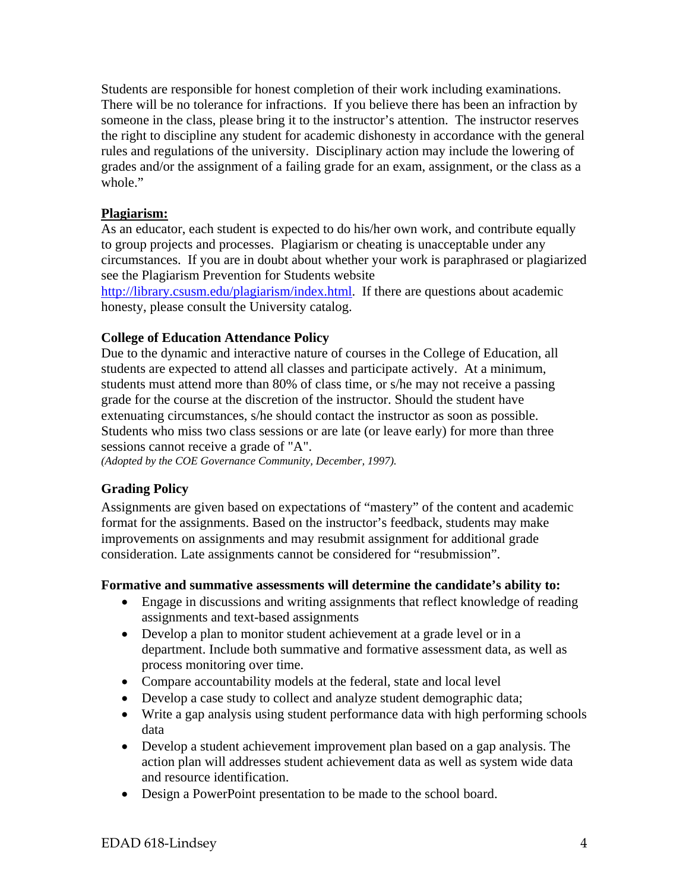Students are responsible for honest completion of their work including examinations. There will be no tolerance for infractions. If you believe there has been an infraction by someone in the class, please bring it to the instructor's attention. The instructor reserves the right to discipline any student for academic dishonesty in accordance with the general rules and regulations of the university. Disciplinary action may include the lowering of grades and/or the assignment of a failing grade for an exam, assignment, or the class as a whole."

**Plagiarism:**

As an educator, each student is expected to do his/her own work, and contribute equally to group projects and processes. Plagiarism or cheating is unacceptable under any circumstances. If you are in doubt about whether your work is paraphrased or plagiarized see the Plagiarism Prevention for Students website http://library.csusm.edu/plagiarism/index.html. If there are questions about academic honesty, please consult the University catalog.

**College of Education Attendance Policy**

Due to the dynamic and interactive nature of courses in the College of Education, all students are expected to attend all classes and participate actively. At a minimum, students must attend more than 80% of class time, or s/he may not receive a passing grade for the course at the discretion of the instructor. Should the student have extenuating circumstances, s/he should contact the instructor as soon as possible. Students who miss two class sessions or are late (or leave early) for more than three sessions cannot receive a grade of "A".

*(Adopted by the COE Governance Community, December, 1997).*

**Grading Policy**

Assignments are given based on expectations of "mastery" of the content and academic format for the assignments. Based on the instructor's feedback, students may make improvements on assignments and may resubmit assignment for additional grade consideration. Late assignments cannot be considered for "resubmission".

**Formative and summative assessments will determine the candidate's ability to:**

- Engage in discussions and writing assignments that reflect knowledge of reading assignments and text-based assignments
- Develop a plan to monitor student achievement at a grade level or in a department. Include both summative and formative assessment data, as well as process monitoring over time.
- Compare accountability models at the federal, state and local level
- Develop a case study to collect and analyze student demographic data;
- Write a gap analysis using student performance data with high performing schools data
- Develop a student achievement improvement plan based on a gap analysis. The action plan will addresses student achievement data as well as system wide data and resource identification.
- Design a PowerPoint presentation to be made to the school board.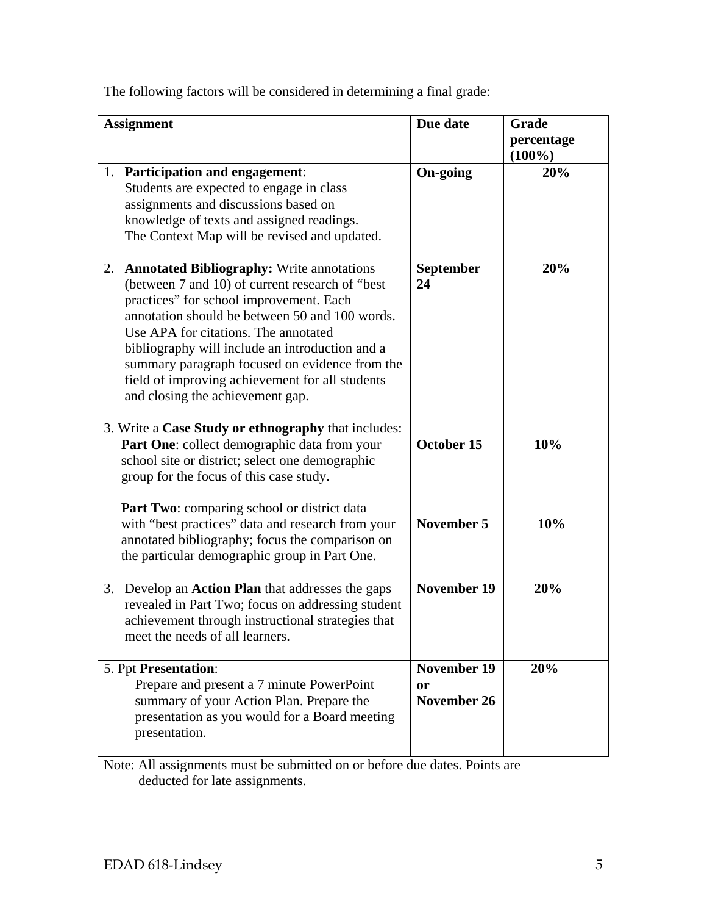The following factors will be considered in determining a final grade:

| Assignment | Due date | Grade percentage (100%) |
|---|---|---|
| 1. **Participation and engagement**: Students are expected to engage in class assignments and discussions based on knowledge of texts and assigned readings. The Context Map will be revised and updated. | **On-going** | **20%** |
| 2. **Annotated Bibliography:** Write annotations (between 7 and 10) of current research of "best practices" for school improvement. Each annotation should be between 50 and 100 words. Use APA for citations. The annotated bibliography will include an introduction and a summary paragraph focused on evidence from the field of improving achievement for all students and closing the achievement gap. | **September 24** | **20%** |
| 3. Write a **Case Study or ethnography** that includes: **Part One**: collect demographic data from your school site or district; select one demographic group for the focus of this case study. | **October 15** | **10%** |
| **Part Two**: comparing school or district data with "best practices" data and research from your annotated bibliography; focus the comparison on the particular demographic group in Part One. | **November 5** | **10%** |
| 3. Develop an **Action Plan** that addresses the gaps revealed in Part Two; focus on addressing student achievement through instructional strategies that meet the needs of all learners. | **November 19** | **20%** |
| 5. Ppt **Presentation**: Prepare and present a 7 minute PowerPoint summary of your Action Plan. Prepare the presentation as you would for a Board meeting presentation. | **November 19 or November 26** | **20%** |

Note: All assignments must be submitted on or before due dates. Points are deducted for late assignments.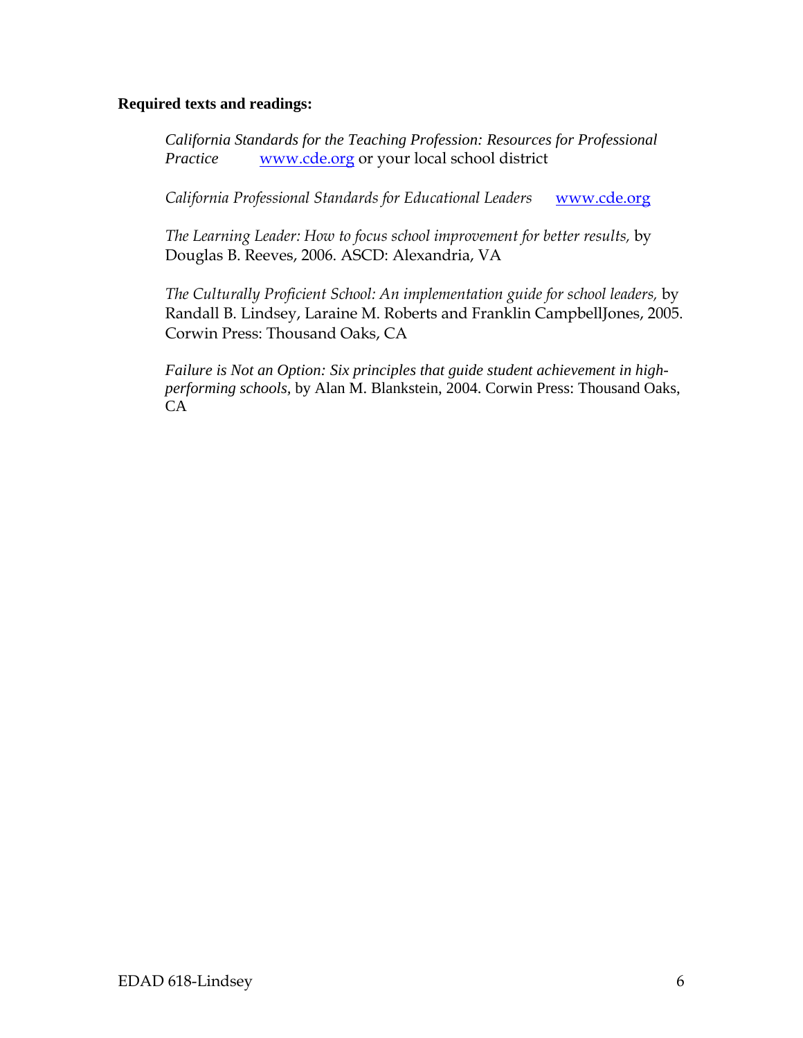**Required texts and readings:**

*California Standards for the Teaching Profession: Resources for Professional Practice* www.cde.org or your local school district

*California Professional Standards for Educational Leaders* www.cde.org

*The Learning Leader: How to focus school improvement for better results,* by Douglas B. Reeves, 2006. ASCD: Alexandria, VA

*The Culturally Proficient School: An implementation guide for school leaders,* by Randall B. Lindsey, Laraine M. Roberts and Franklin CampbellJones, 2005. Corwin Press: Thousand Oaks, CA

*Failure is Not an Option: Six principles that guide student achievement in high-performing schools*, by Alan M. Blankstein, 2004. Corwin Press: Thousand Oaks, CA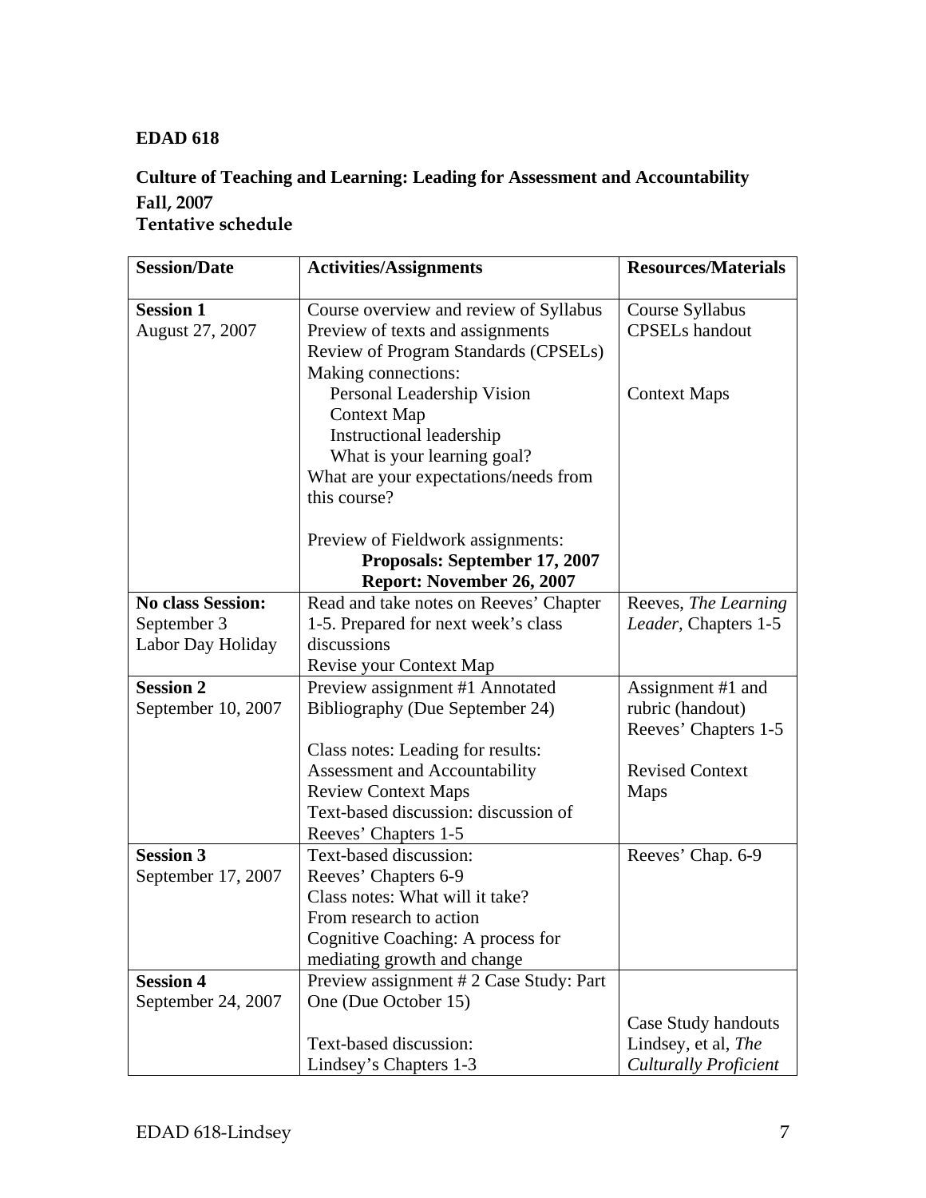**EDAD 618**

**Culture of Teaching and Learning: Leading for Assessment and Accountability**
**Fall, 2007**
**Tentative schedule**

| **Session/Date** | **Activities/Assignments** | **Resources/Materials** |
|---|---|---|
| **Session 1**<br>August 27, 2007 | Course overview and review of Syllabus<br>Preview of texts and assignments<br>Review of Program Standards (CPSELs)<br>Making connections:<br>Personal Leadership Vision<br>Context Map<br>Instructional leadership<br>What is your learning goal?<br>What are your expectations/needs from this course?<br><br>Preview of Fieldwork assignments:<br>**Proposals: September 17, 2007**<br>**Report: November 26, 2007** | Course Syllabus<br>CPSELs handout<br><br><br>Context Maps |
| **No class Session:**<br>September 3<br>Labor Day Holiday | Read and take notes on Reeves' Chapter 1-5. Prepared for next week's class discussions<br>Revise your Context Map | Reeves, *The Learning Leader*, Chapters 1-5 |
| **Session 2**<br>September 10, 2007 | Preview assignment #1 Annotated Bibliography (Due September 24)<br><br>Class notes: Leading for results: Assessment and Accountability<br>Review Context Maps<br>Text-based discussion: discussion of Reeves' Chapters 1-5 | Assignment #1 and rubric (handout)<br>Reeves' Chapters 1-5<br><br>Revised Context Maps |
| **Session 3**<br>September 17, 2007 | Text-based discussion:<br>Reeves' Chapters 6-9<br>Class notes: What will it take?<br>From research to action<br>Cognitive Coaching: A process for mediating growth and change | Reeves' Chap. 6-9 |
| **Session 4**<br>September 24, 2007 | Preview assignment # 2 Case Study: Part One (Due October 15)<br><br>Text-based discussion:<br>Lindsey's Chapters 1-3 | <br><br>Case Study handouts<br>Lindsey, et al, *The Culturally Proficient* |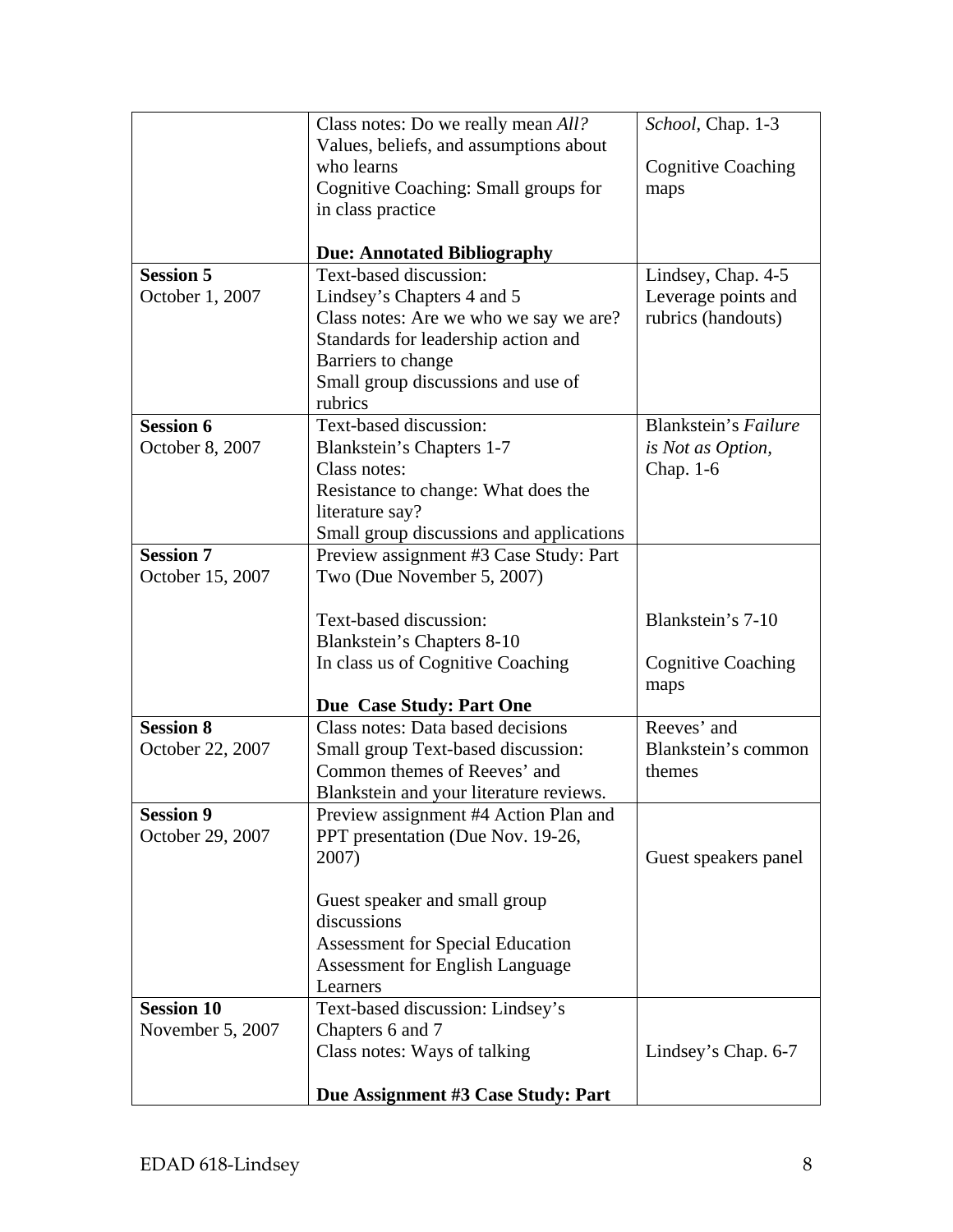| | | |
|---|---|---|
| | Class notes: Do we really mean *All?* Values, beliefs, and assumptions about who learns<br>Cognitive Coaching: Small groups for in class practice<br><br>**Due: Annotated Bibliography** | *School*, Chap. 1-3<br><br>Cognitive Coaching maps |
| **Session 5**<br>October 1, 2007 | Text-based discussion:<br>Lindsey's Chapters 4 and 5<br>Class notes: Are we who we say we are? Standards for leadership action and Barriers to change<br>Small group discussions and use of rubrics | Lindsey, Chap. 4-5<br>Leverage points and rubrics (handouts) |
| **Session 6**<br>October 8, 2007 | Text-based discussion:<br>Blankstein's Chapters 1-7<br>Class notes:<br>Resistance to change: What does the literature say?<br>Small group discussions and applications | Blankstein's *Failure is Not as Option*, Chap. 1-6 |
| **Session 7**<br>October 15, 2007 | Preview assignment #3 Case Study: Part Two (Due November 5, 2007)<br><br>Text-based discussion:<br>Blankstein's Chapters 8-10<br>In class us of Cognitive Coaching<br><br>**Due Case Study: Part One** | Blankstein's 7-10<br><br>Cognitive Coaching maps |
| **Session 8**<br>October 22, 2007 | Class notes: Data based decisions<br>Small group Text-based discussion: Common themes of Reeves' and Blankstein and your literature reviews. | Reeves' and Blankstein's common themes |
| **Session 9**<br>October 29, 2007 | Preview assignment #4 Action Plan and PPT presentation (Due Nov. 19-26, 2007)<br><br>Guest speaker and small group discussions<br>Assessment for Special Education<br>Assessment for English Language Learners | Guest speakers panel |
| **Session 10**<br>November 5, 2007 | Text-based discussion: Lindsey's Chapters 6 and 7<br>Class notes: Ways of talking<br><br>**Due Assignment #3 Case Study: Part** | Lindsey's Chap. 6-7 |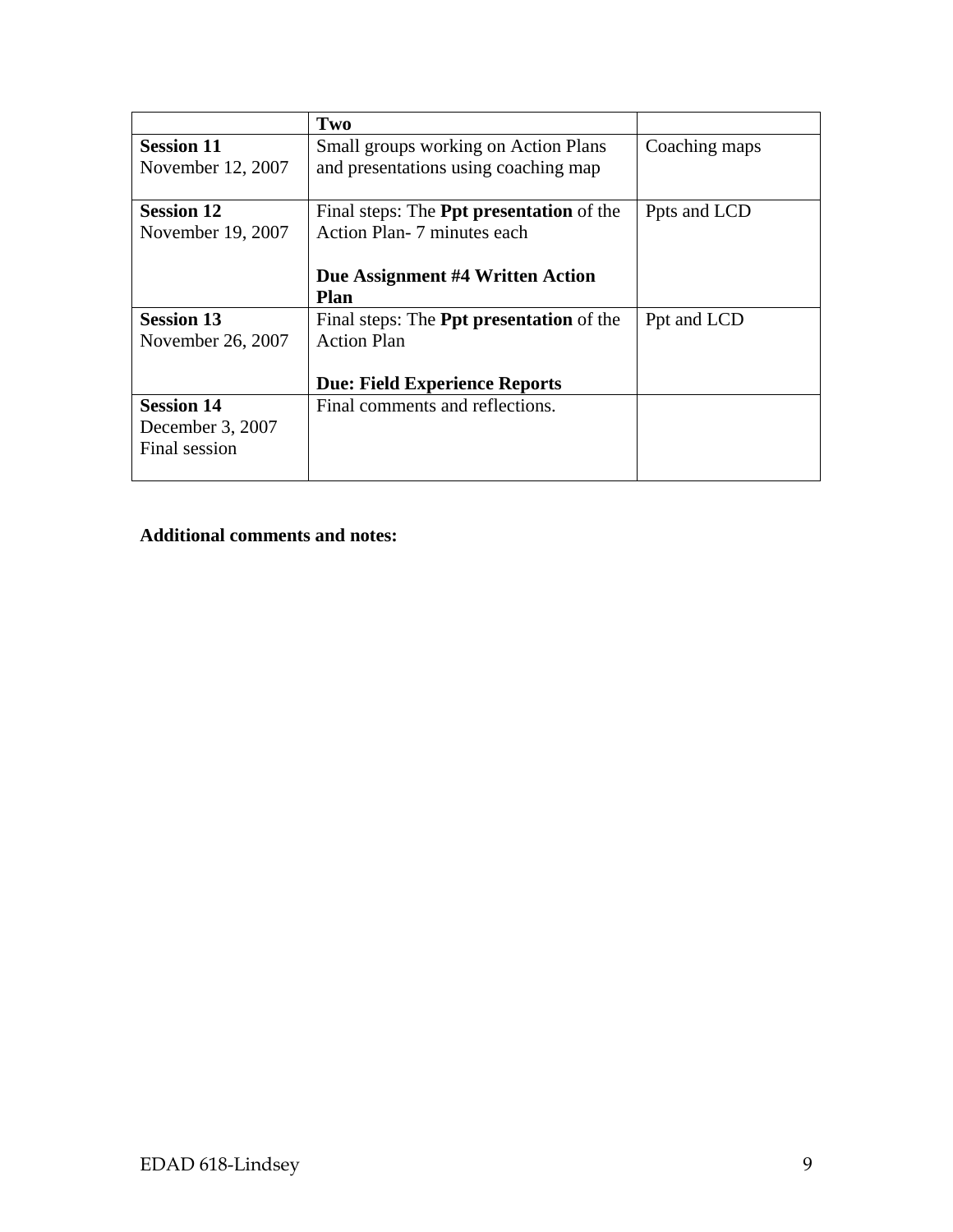| | | |
|---|---|---|
| | **Two** | |
| **Session 11** November 12, 2007 | Small groups working on Action Plans and presentations using coaching map | Coaching maps |
| **Session 12** November 19, 2007 | Final steps: The **Ppt presentation** of the Action Plan- 7 minutes each<br><br>**Due Assignment #4 Written Action Plan** | Ppts and LCD |
| **Session 13** November 26, 2007 | Final steps: The **Ppt presentation** of the Action Plan<br><br>**Due: Field Experience Reports** | Ppt and LCD |
| **Session 14** December 3, 2007 Final session | Final comments and reflections. | |

**Additional comments and notes:**